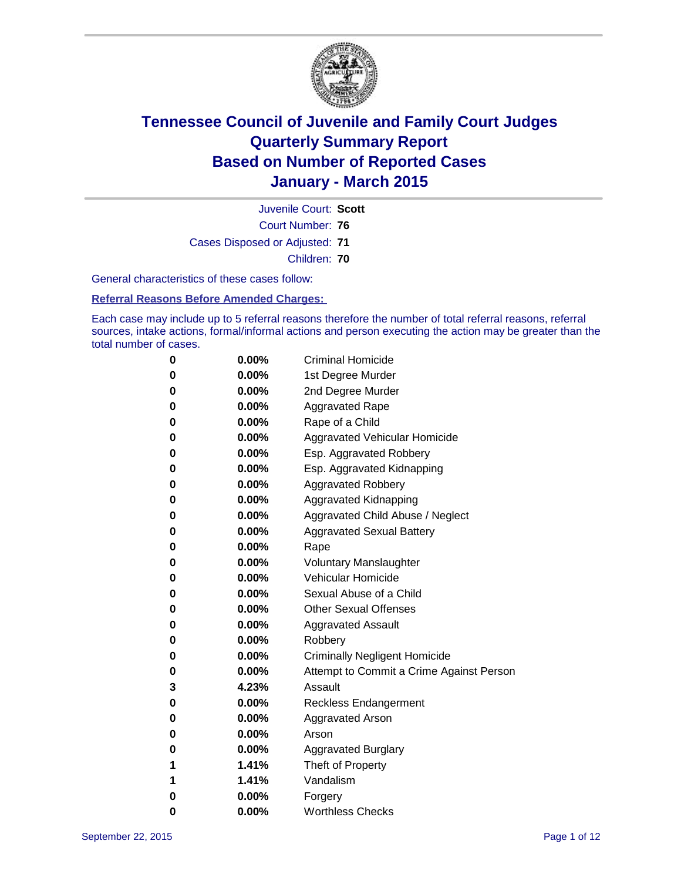# Tennessee Council of Juvenile and Family Court Judges
## Quarterly Summary Report
## Based on Number of Reported Cases
## January - March 2015

Juvenile Court: **Scott**

Court Number: **76**

Cases Disposed or Adjusted: **71**

Children: **70**

General characteristics of these cases follow:

**Referral Reasons Before Amended Charges:**

Each case may include up to 5 referral reasons therefore the number of total referral reasons, referral sources, intake actions, formal/informal actions and person executing the action may be greater than the total number of cases.

| Count | Percent | Referral Reason |
|---|---|---|
| 0 | 0.00% | Criminal Homicide |
| 0 | 0.00% | 1st Degree Murder |
| 0 | 0.00% | 2nd Degree Murder |
| 0 | 0.00% | Aggravated Rape |
| 0 | 0.00% | Rape of a Child |
| 0 | 0.00% | Aggravated Vehicular Homicide |
| 0 | 0.00% | Esp. Aggravated Robbery |
| 0 | 0.00% | Esp. Aggravated Kidnapping |
| 0 | 0.00% | Aggravated Robbery |
| 0 | 0.00% | Aggravated Kidnapping |
| 0 | 0.00% | Aggravated Child Abuse / Neglect |
| 0 | 0.00% | Aggravated Sexual Battery |
| 0 | 0.00% | Rape |
| 0 | 0.00% | Voluntary Manslaughter |
| 0 | 0.00% | Vehicular Homicide |
| 0 | 0.00% | Sexual Abuse of a Child |
| 0 | 0.00% | Other Sexual Offenses |
| 0 | 0.00% | Aggravated Assault |
| 0 | 0.00% | Robbery |
| 0 | 0.00% | Criminally Negligent Homicide |
| 0 | 0.00% | Attempt to Commit a Crime Against Person |
| 3 | 4.23% | Assault |
| 0 | 0.00% | Reckless Endangerment |
| 0 | 0.00% | Aggravated Arson |
| 0 | 0.00% | Arson |
| 0 | 0.00% | Aggravated Burglary |
| 1 | 1.41% | Theft of Property |
| 1 | 1.41% | Vandalism |
| 0 | 0.00% | Forgery |
| 0 | 0.00% | Worthless Checks |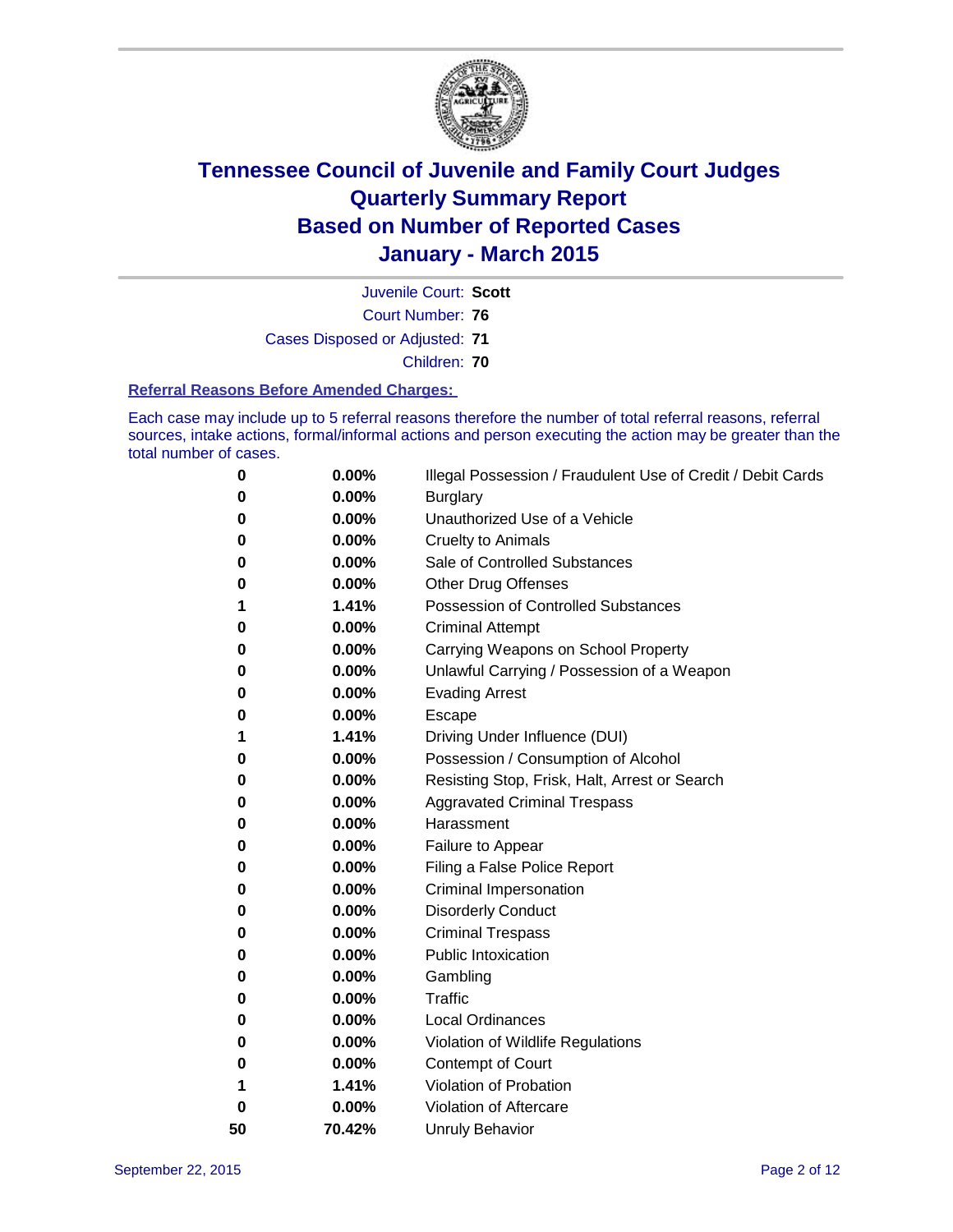# Tennessee Council of Juvenile and Family Court Judges
# Quarterly Summary Report
# Based on Number of Reported Cases
# January - March 2015

Juvenile Court: **Scott**

Court Number: **76**

Cases Disposed or Adjusted: **71**

Children: **70**

**Referral Reasons Before Amended Charges:**

Each case may include up to 5 referral reasons therefore the number of total referral reasons, referral sources, intake actions, formal/informal actions and person executing the action may be greater than the total number of cases.

| Count | Percent | Referral Reason |
|---|---|---|
| 0 | 0.00% | Illegal Possession / Fraudulent Use of Credit / Debit Cards |
| 0 | 0.00% | Burglary |
| 0 | 0.00% | Unauthorized Use of a Vehicle |
| 0 | 0.00% | Cruelty to Animals |
| 0 | 0.00% | Sale of Controlled Substances |
| 0 | 0.00% | Other Drug Offenses |
| 1 | 1.41% | Possession of Controlled Substances |
| 0 | 0.00% | Criminal Attempt |
| 0 | 0.00% | Carrying Weapons on School Property |
| 0 | 0.00% | Unlawful Carrying / Possession of a Weapon |
| 0 | 0.00% | Evading Arrest |
| 0 | 0.00% | Escape |
| 1 | 1.41% | Driving Under Influence (DUI) |
| 0 | 0.00% | Possession / Consumption of Alcohol |
| 0 | 0.00% | Resisting Stop, Frisk, Halt, Arrest or Search |
| 0 | 0.00% | Aggravated Criminal Trespass |
| 0 | 0.00% | Harassment |
| 0 | 0.00% | Failure to Appear |
| 0 | 0.00% | Filing a False Police Report |
| 0 | 0.00% | Criminal Impersonation |
| 0 | 0.00% | Disorderly Conduct |
| 0 | 0.00% | Criminal Trespass |
| 0 | 0.00% | Public Intoxication |
| 0 | 0.00% | Gambling |
| 0 | 0.00% | Traffic |
| 0 | 0.00% | Local Ordinances |
| 0 | 0.00% | Violation of Wildlife Regulations |
| 0 | 0.00% | Contempt of Court |
| 1 | 1.41% | Violation of Probation |
| 0 | 0.00% | Violation of Aftercare |
| 50 | 70.42% | Unruly Behavior |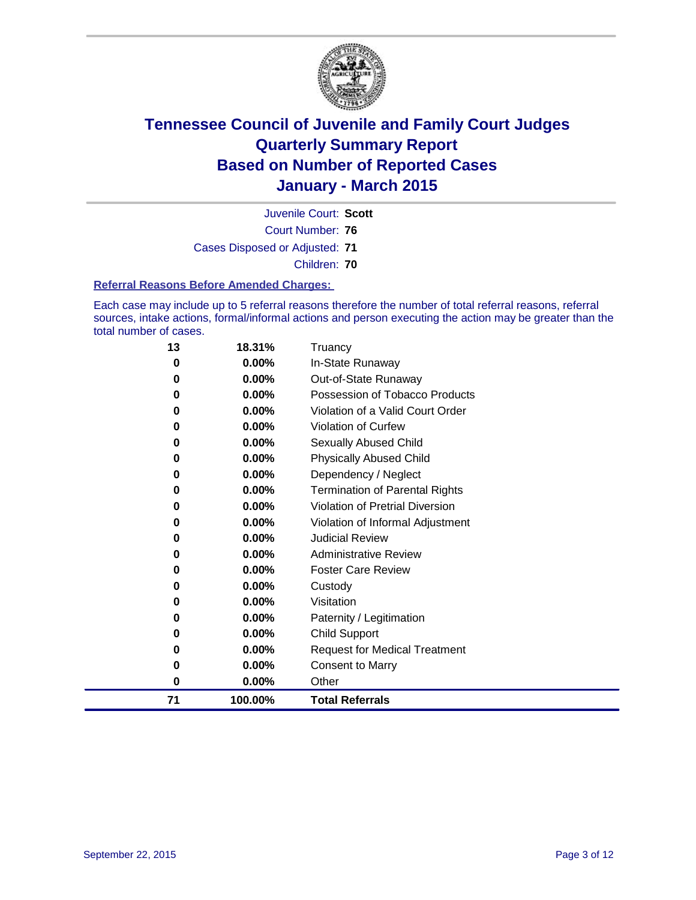# Tennessee Council of Juvenile and Family Court Judges
# Quarterly Summary Report
# Based on Number of Reported Cases
# January - March 2015

Juvenile Court: **Scott**

Court Number: **76**

Cases Disposed or Adjusted: **71**

Children: **70**

### Referral Reasons Before Amended Charges:

Each case may include up to 5 referral reasons therefore the number of total referral reasons, referral sources, intake actions, formal/informal actions and person executing the action may be greater than the total number of cases.

| | | |
|---|---|---|
| **13** | **18.31%** | Truancy |
| **0** | **0.00%** | In-State Runaway |
| **0** | **0.00%** | Out-of-State Runaway |
| **0** | **0.00%** | Possession of Tobacco Products |
| **0** | **0.00%** | Violation of a Valid Court Order |
| **0** | **0.00%** | Violation of Curfew |
| **0** | **0.00%** | Sexually Abused Child |
| **0** | **0.00%** | Physically Abused Child |
| **0** | **0.00%** | Dependency / Neglect |
| **0** | **0.00%** | Termination of Parental Rights |
| **0** | **0.00%** | Violation of Pretrial Diversion |
| **0** | **0.00%** | Violation of Informal Adjustment |
| **0** | **0.00%** | Judicial Review |
| **0** | **0.00%** | Administrative Review |
| **0** | **0.00%** | Foster Care Review |
| **0** | **0.00%** | Custody |
| **0** | **0.00%** | Visitation |
| **0** | **0.00%** | Paternity / Legitimation |
| **0** | **0.00%** | Child Support |
| **0** | **0.00%** | Request for Medical Treatment |
| **0** | **0.00%** | Consent to Marry |
| **0** | **0.00%** | Other |
| **71** | **100.00%** | **Total Referrals** |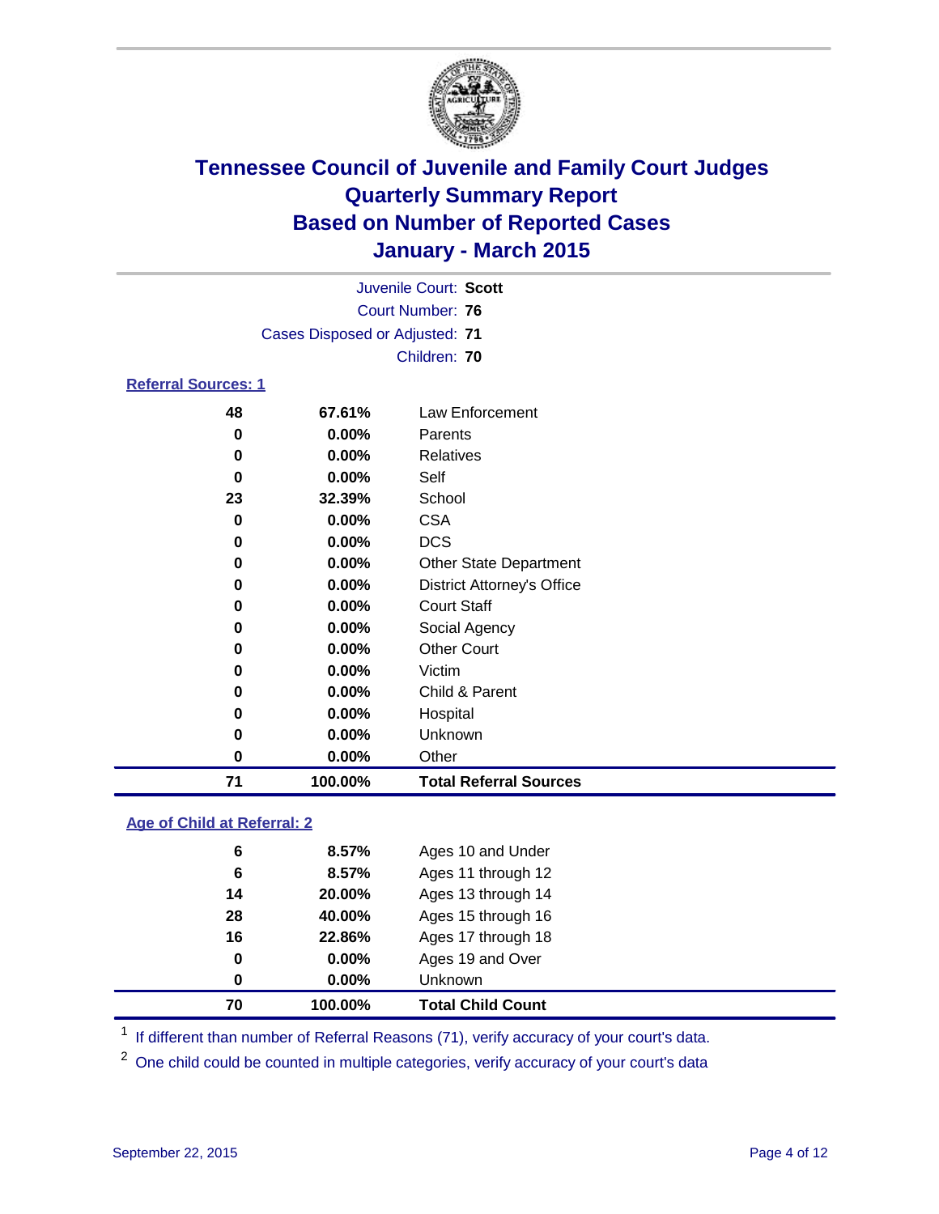# Tennessee Council of Juvenile and Family Court Judges
# Quarterly Summary Report
# Based on Number of Reported Cases
# January - March 2015

Juvenile Court: **Scott**
Court Number: **76**
Cases Disposed or Adjusted: **71**
Children: **70**

**Referral Sources: 1**

| Count | Percent | Source |
|---|---|---|
| 48 | 67.61% | Law Enforcement |
| 0 | 0.00% | Parents |
| 0 | 0.00% | Relatives |
| 0 | 0.00% | Self |
| 23 | 32.39% | School |
| 0 | 0.00% | CSA |
| 0 | 0.00% | DCS |
| 0 | 0.00% | Other State Department |
| 0 | 0.00% | District Attorney's Office |
| 0 | 0.00% | Court Staff |
| 0 | 0.00% | Social Agency |
| 0 | 0.00% | Other Court |
| 0 | 0.00% | Victim |
| 0 | 0.00% | Child & Parent |
| 0 | 0.00% | Hospital |
| 0 | 0.00% | Unknown |
| 0 | 0.00% | Other |
| **71** | **100.00%** | **Total Referral Sources** |

**Age of Child at Referral: 2**

| Count | Percent | Age |
|---|---|---|
| 6 | 8.57% | Ages 10 and Under |
| 6 | 8.57% | Ages 11 through 12 |
| 14 | 20.00% | Ages 13 through 14 |
| 28 | 40.00% | Ages 15 through 16 |
| 16 | 22.86% | Ages 17 through 18 |
| 0 | 0.00% | Ages 19 and Over |
| 0 | 0.00% | Unknown |
| **70** | **100.00%** | **Total Child Count** |

[1] If different than number of Referral Reasons (71), verify accuracy of your court's data.

[2] One child could be counted in multiple categories, verify accuracy of your court's data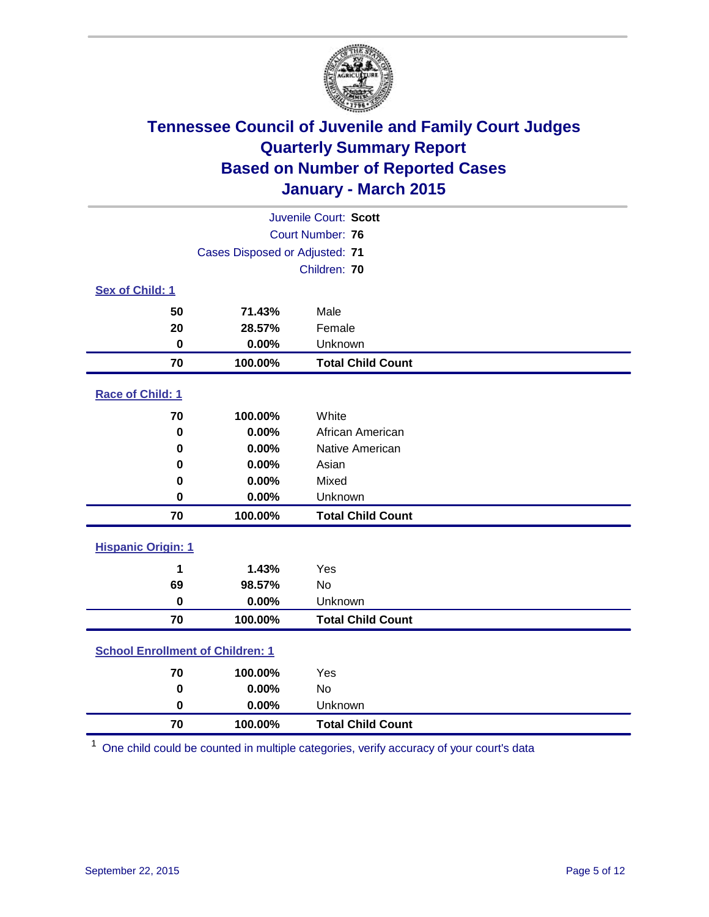# Tennessee Council of Juvenile and Family Court Judges
## Quarterly Summary Report
## Based on Number of Reported Cases
## January - March 2015

Juvenile Court: **Scott**
Court Number: **76**
Cases Disposed or Adjusted: **71**
Children: **70**

### Sex of Child: 1

| Count | Percent | Category |
|---|---|---|
| 50 | 71.43% | Male |
| 20 | 28.57% | Female |
| 0 | 0.00% | Unknown |
| **70** | **100.00%** | **Total Child Count** |

### Race of Child: 1

| Count | Percent | Category |
|---|---|---|
| 70 | 100.00% | White |
| 0 | 0.00% | African American |
| 0 | 0.00% | Native American |
| 0 | 0.00% | Asian |
| 0 | 0.00% | Mixed |
| 0 | 0.00% | Unknown |
| **70** | **100.00%** | **Total Child Count** |

### Hispanic Origin: 1

| Count | Percent | Category |
|---|---|---|
| 1 | 1.43% | Yes |
| 69 | 98.57% | No |
| 0 | 0.00% | Unknown |
| **70** | **100.00%** | **Total Child Count** |

### School Enrollment of Children: 1

| Count | Percent | Category |
|---|---|---|
| 70 | 100.00% | Yes |
| 0 | 0.00% | No |
| 0 | 0.00% | Unknown |
| **70** | **100.00%** | **Total Child Count** |

[1] One child could be counted in multiple categories, verify accuracy of your court's data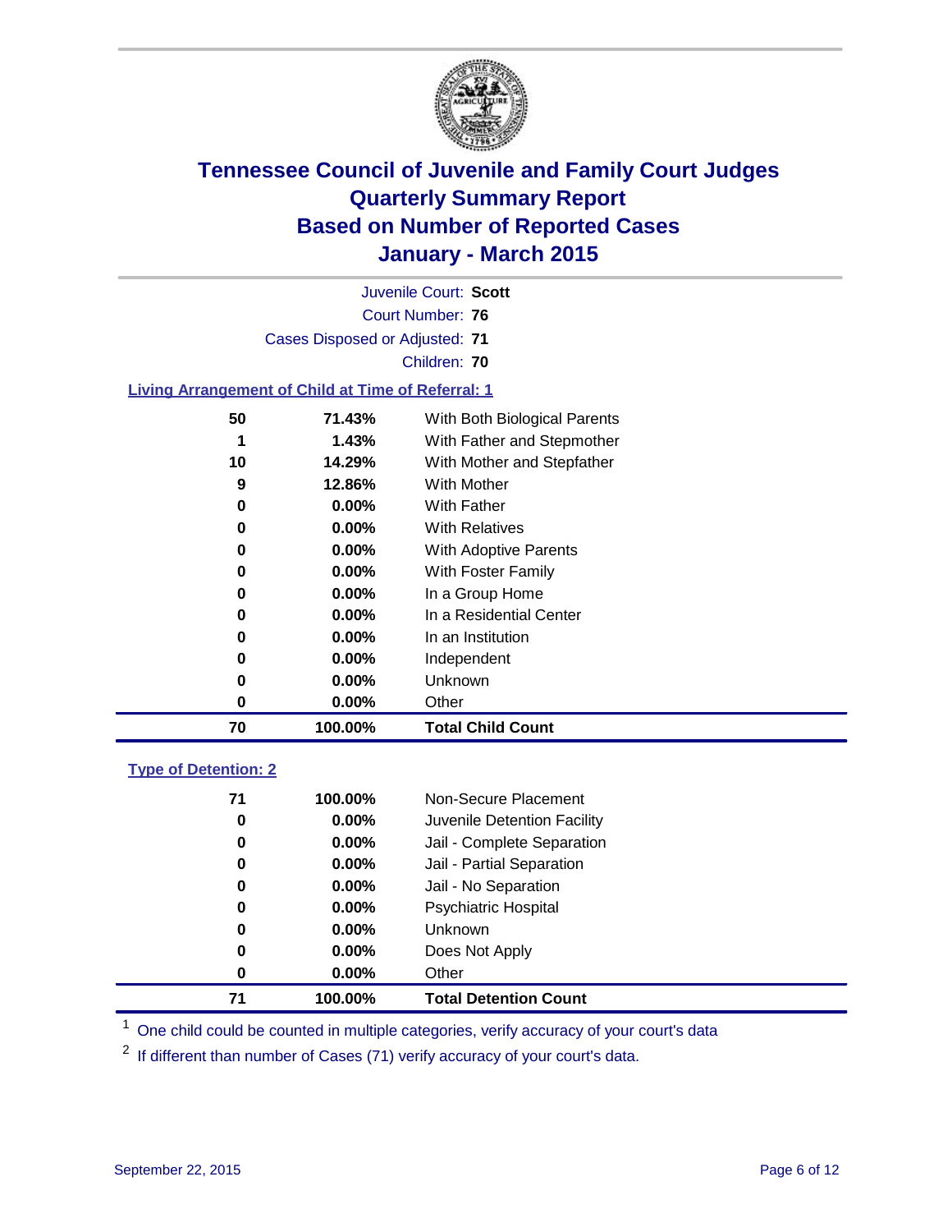# Tennessee Council of Juvenile and Family Court Judges
## Quarterly Summary Report
## Based on Number of Reported Cases
## January - March 2015

Juvenile Court: **Scott**
Court Number: **76**
Cases Disposed or Adjusted: **71**
Children: **70**

### Living Arrangement of Child at Time of Referral: 1

| Count | Percent | Category |
|---|---|---|
| 50 | 71.43% | With Both Biological Parents |
| 1 | 1.43% | With Father and Stepmother |
| 10 | 14.29% | With Mother and Stepfather |
| 9 | 12.86% | With Mother |
| 0 | 0.00% | With Father |
| 0 | 0.00% | With Relatives |
| 0 | 0.00% | With Adoptive Parents |
| 0 | 0.00% | With Foster Family |
| 0 | 0.00% | In a Group Home |
| 0 | 0.00% | In a Residential Center |
| 0 | 0.00% | In an Institution |
| 0 | 0.00% | Independent |
| 0 | 0.00% | Unknown |
| 0 | 0.00% | Other |
| **70** | **100.00%** | **Total Child Count** |

### Type of Detention: 2

| Count | Percent | Category |
|---|---|---|
| 71 | 100.00% | Non-Secure Placement |
| 0 | 0.00% | Juvenile Detention Facility |
| 0 | 0.00% | Jail - Complete Separation |
| 0 | 0.00% | Jail - Partial Separation |
| 0 | 0.00% | Jail - No Separation |
| 0 | 0.00% | Psychiatric Hospital |
| 0 | 0.00% | Unknown |
| 0 | 0.00% | Does Not Apply |
| 0 | 0.00% | Other |
| **71** | **100.00%** | **Total Detention Count** |

[1] One child could be counted in multiple categories, verify accuracy of your court's data

[2] If different than number of Cases (71) verify accuracy of your court's data.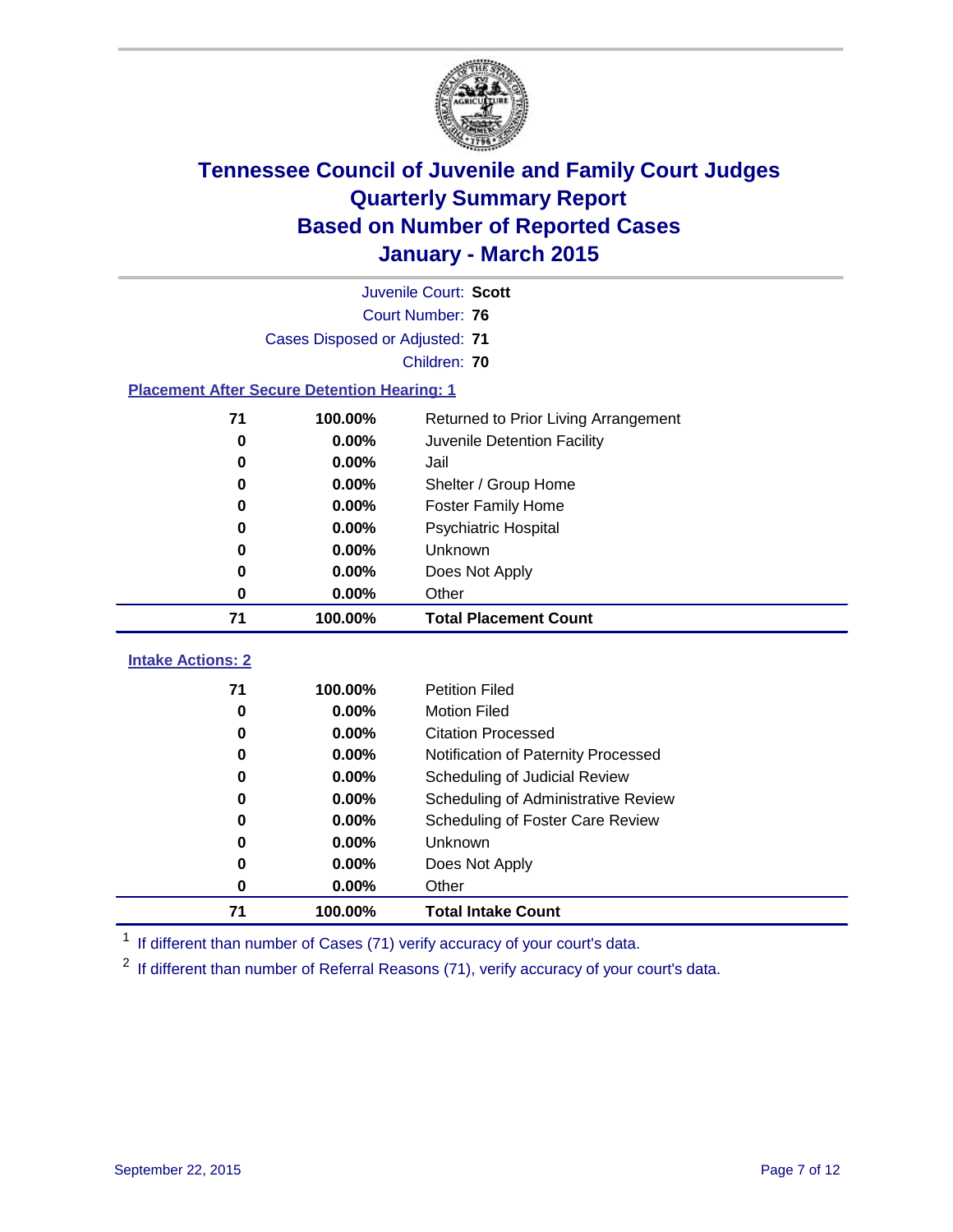# Tennessee Council of Juvenile and Family Court Judges
## Quarterly Summary Report
## Based on Number of Reported Cases
## January - March 2015

Juvenile Court: **Scott**

Court Number: **76**

Cases Disposed or Adjusted: **71**

Children: **70**

### Placement After Secure Detention Hearing: 1

| Count | Percent | Placement |
|---|---|---|
| 71 | 100.00% | Returned to Prior Living Arrangement |
| 0 | 0.00% | Juvenile Detention Facility |
| 0 | 0.00% | Jail |
| 0 | 0.00% | Shelter / Group Home |
| 0 | 0.00% | Foster Family Home |
| 0 | 0.00% | Psychiatric Hospital |
| 0 | 0.00% | Unknown |
| 0 | 0.00% | Does Not Apply |
| 0 | 0.00% | Other |
| **71** | **100.00%** | **Total Placement Count** |

### Intake Actions: 2

| Count | Percent | Intake Action |
|---|---|---|
| 71 | 100.00% | Petition Filed |
| 0 | 0.00% | Motion Filed |
| 0 | 0.00% | Citation Processed |
| 0 | 0.00% | Notification of Paternity Processed |
| 0 | 0.00% | Scheduling of Judicial Review |
| 0 | 0.00% | Scheduling of Administrative Review |
| 0 | 0.00% | Scheduling of Foster Care Review |
| 0 | 0.00% | Unknown |
| 0 | 0.00% | Does Not Apply |
| 0 | 0.00% | Other |
| **71** | **100.00%** | **Total Intake Count** |

[1] If different than number of Cases (71) verify accuracy of your court's data.

[2] If different than number of Referral Reasons (71), verify accuracy of your court's data.

September 22, 2015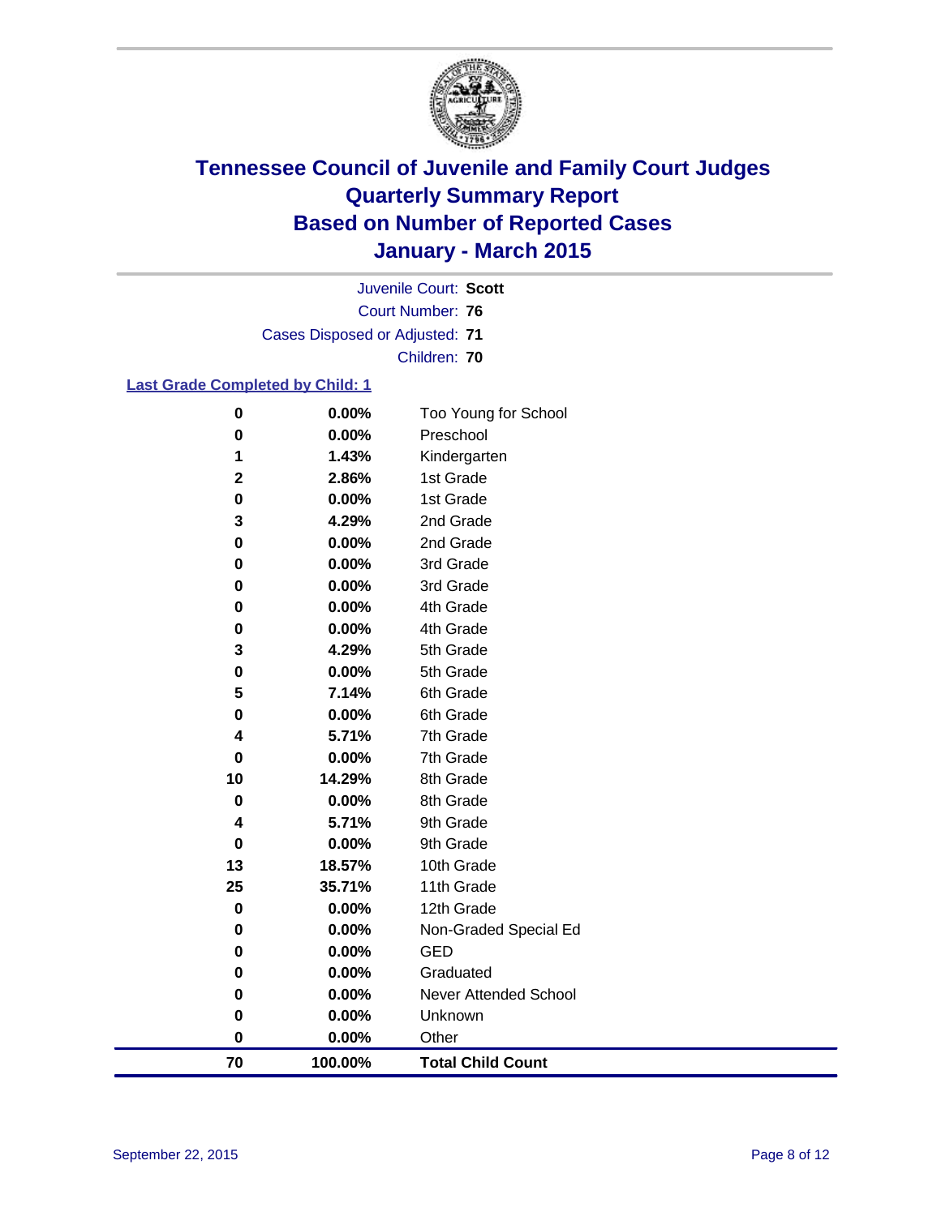# Tennessee Council of Juvenile and Family Court Judges
# Quarterly Summary Report
# Based on Number of Reported Cases
# January - March 2015

Juvenile Court: **Scott**

Court Number: **76**

Cases Disposed or Adjusted: **71**

Children: **70**

**Last Grade Completed by Child: 1**

| Count | Percent | Grade |
|---|---|---|
| 0 | 0.00% | Too Young for School |
| 0 | 0.00% | Preschool |
| 1 | 1.43% | Kindergarten |
| 2 | 2.86% | 1st Grade |
| 0 | 0.00% | 1st Grade |
| 3 | 4.29% | 2nd Grade |
| 0 | 0.00% | 2nd Grade |
| 0 | 0.00% | 3rd Grade |
| 0 | 0.00% | 3rd Grade |
| 0 | 0.00% | 4th Grade |
| 0 | 0.00% | 4th Grade |
| 3 | 4.29% | 5th Grade |
| 0 | 0.00% | 5th Grade |
| 5 | 7.14% | 6th Grade |
| 0 | 0.00% | 6th Grade |
| 4 | 5.71% | 7th Grade |
| 0 | 0.00% | 7th Grade |
| 10 | 14.29% | 8th Grade |
| 0 | 0.00% | 8th Grade |
| 4 | 5.71% | 9th Grade |
| 0 | 0.00% | 9th Grade |
| 13 | 18.57% | 10th Grade |
| 25 | 35.71% | 11th Grade |
| 0 | 0.00% | 12th Grade |
| 0 | 0.00% | Non-Graded Special Ed |
| 0 | 0.00% | GED |
| 0 | 0.00% | Graduated |
| 0 | 0.00% | Never Attended School |
| 0 | 0.00% | Unknown |
| 0 | 0.00% | Other |
| **70** | **100.00%** | **Total Child Count** |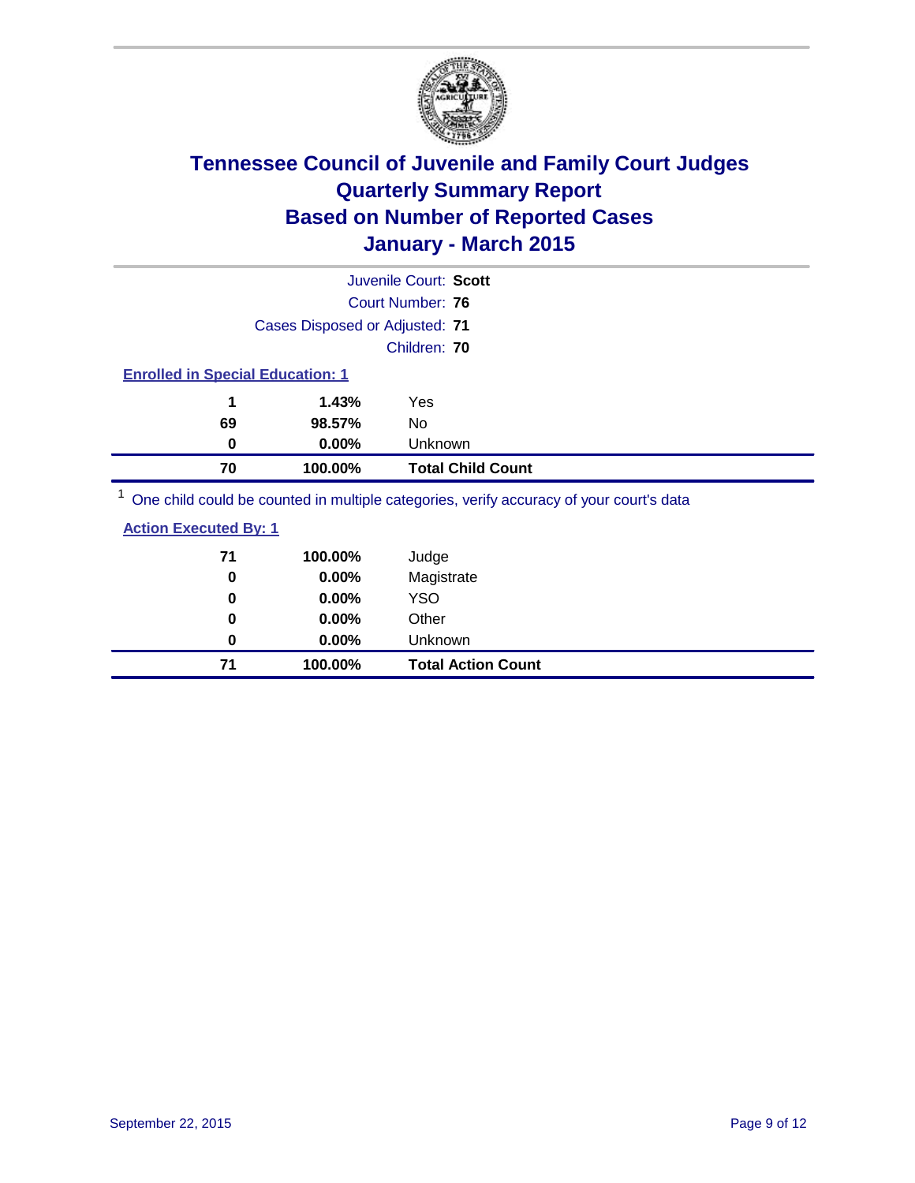# Tennessee Council of Juvenile and Family Court Judges
## Quarterly Summary Report
## Based on Number of Reported Cases
## January - March 2015

Juvenile Court: **Scott**

Court Number: **76**

Cases Disposed or Adjusted: **71**

Children: **70**

### Enrolled in Special Education: 1

| | | |
|---|---|---|
| **1** | **1.43%** | Yes |
| **69** | **98.57%** | No |
| **0** | **0.00%** | Unknown |
| **70** | **100.00%** | **Total Child Count** |

[1] One child could be counted in multiple categories, verify accuracy of your court's data

### Action Executed By: 1

| | | |
|---|---|---|
| **71** | **100.00%** | Judge |
| **0** | **0.00%** | Magistrate |
| **0** | **0.00%** | YSO |
| **0** | **0.00%** | Other |
| **0** | **0.00%** | Unknown |
| **71** | **100.00%** | **Total Action Count** |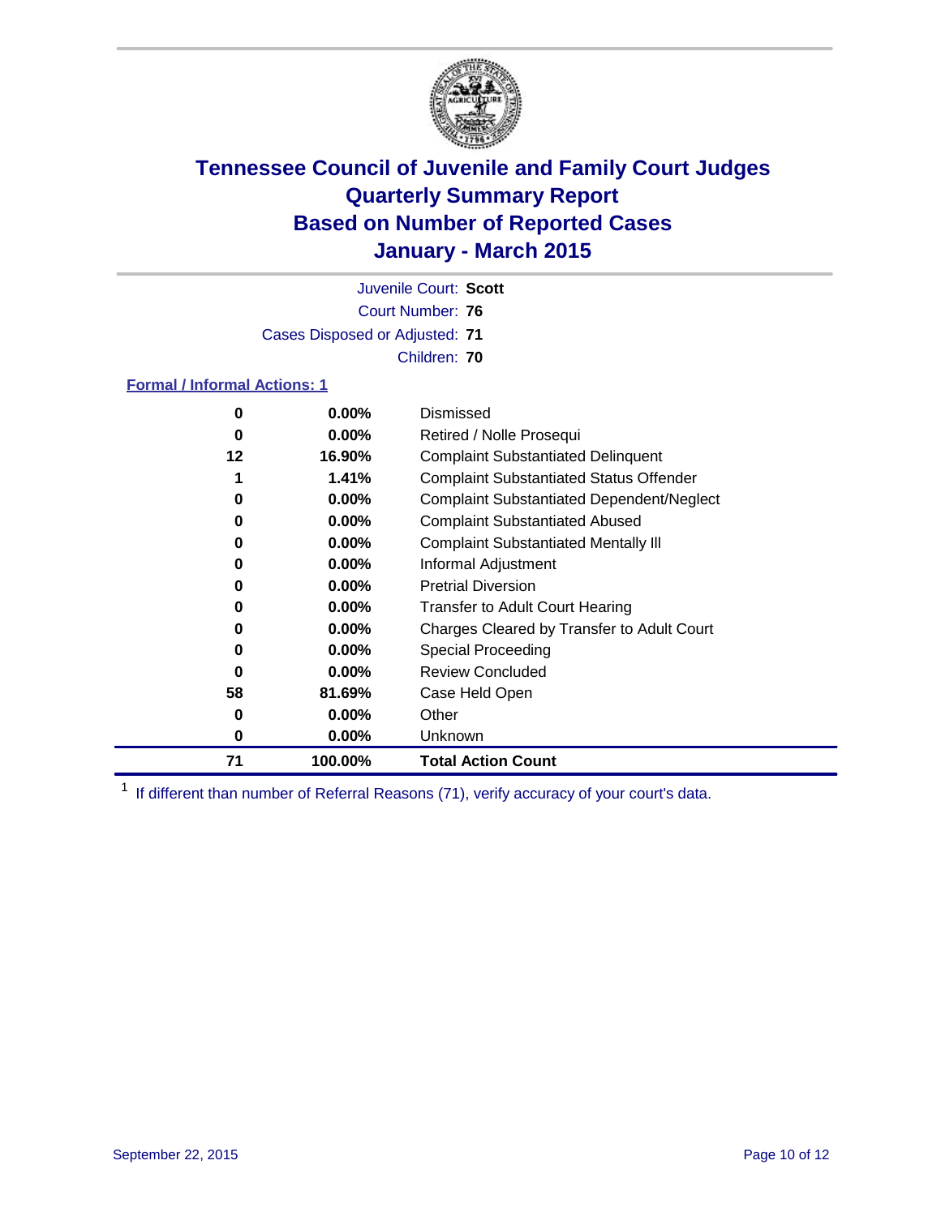# Tennessee Council of Juvenile and Family Court Judges
## Quarterly Summary Report
## Based on Number of Reported Cases
## January - March 2015

Juvenile Court: **Scott**

Court Number: **76**

Cases Disposed or Adjusted: **71**

Children: **70**

### Formal / Informal Actions: 1

| Count | Percent | Action |
|---|---|---|
| 0 | 0.00% | Dismissed |
| 0 | 0.00% | Retired / Nolle Prosequi |
| 12 | 16.90% | Complaint Substantiated Delinquent |
| 1 | 1.41% | Complaint Substantiated Status Offender |
| 0 | 0.00% | Complaint Substantiated Dependent/Neglect |
| 0 | 0.00% | Complaint Substantiated Abused |
| 0 | 0.00% | Complaint Substantiated Mentally Ill |
| 0 | 0.00% | Informal Adjustment |
| 0 | 0.00% | Pretrial Diversion |
| 0 | 0.00% | Transfer to Adult Court Hearing |
| 0 | 0.00% | Charges Cleared by Transfer to Adult Court |
| 0 | 0.00% | Special Proceeding |
| 0 | 0.00% | Review Concluded |
| 58 | 81.69% | Case Held Open |
| 0 | 0.00% | Other |
| 0 | 0.00% | Unknown |
| **71** | **100.00%** | **Total Action Count** |

[1] If different than number of Referral Reasons (71), verify accuracy of your court's data.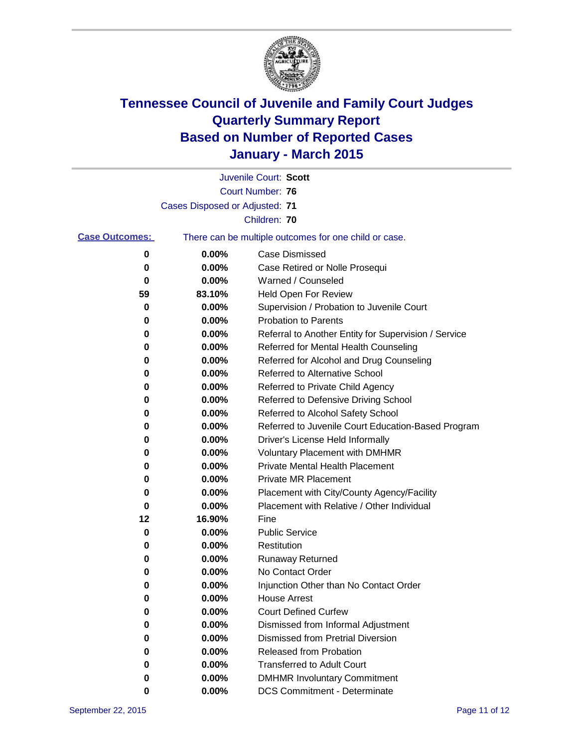# Tennessee Council of Juvenile and Family Court Judges
# Quarterly Summary Report
# Based on Number of Reported Cases
# January - March 2015

Juvenile Court: **Scott**
Court Number: **76**
Cases Disposed or Adjusted: **71**
Children: **70**

**Case Outcomes:** There can be multiple outcomes for one child or case.

| Count | Percent | Outcome |
|---|---|---|
| 0 | 0.00% | Case Dismissed |
| 0 | 0.00% | Case Retired or Nolle Prosequi |
| 0 | 0.00% | Warned / Counseled |
| 59 | 83.10% | Held Open For Review |
| 0 | 0.00% | Supervision / Probation to Juvenile Court |
| 0 | 0.00% | Probation to Parents |
| 0 | 0.00% | Referral to Another Entity for Supervision / Service |
| 0 | 0.00% | Referred for Mental Health Counseling |
| 0 | 0.00% | Referred for Alcohol and Drug Counseling |
| 0 | 0.00% | Referred to Alternative School |
| 0 | 0.00% | Referred to Private Child Agency |
| 0 | 0.00% | Referred to Defensive Driving School |
| 0 | 0.00% | Referred to Alcohol Safety School |
| 0 | 0.00% | Referred to Juvenile Court Education-Based Program |
| 0 | 0.00% | Driver's License Held Informally |
| 0 | 0.00% | Voluntary Placement with DMHMR |
| 0 | 0.00% | Private Mental Health Placement |
| 0 | 0.00% | Private MR Placement |
| 0 | 0.00% | Placement with City/County Agency/Facility |
| 0 | 0.00% | Placement with Relative / Other Individual |
| 12 | 16.90% | Fine |
| 0 | 0.00% | Public Service |
| 0 | 0.00% | Restitution |
| 0 | 0.00% | Runaway Returned |
| 0 | 0.00% | No Contact Order |
| 0 | 0.00% | Injunction Other than No Contact Order |
| 0 | 0.00% | House Arrest |
| 0 | 0.00% | Court Defined Curfew |
| 0 | 0.00% | Dismissed from Informal Adjustment |
| 0 | 0.00% | Dismissed from Pretrial Diversion |
| 0 | 0.00% | Released from Probation |
| 0 | 0.00% | Transferred to Adult Court |
| 0 | 0.00% | DMHMR Involuntary Commitment |
| 0 | 0.00% | DCS Commitment - Determinate |

September 22, 2015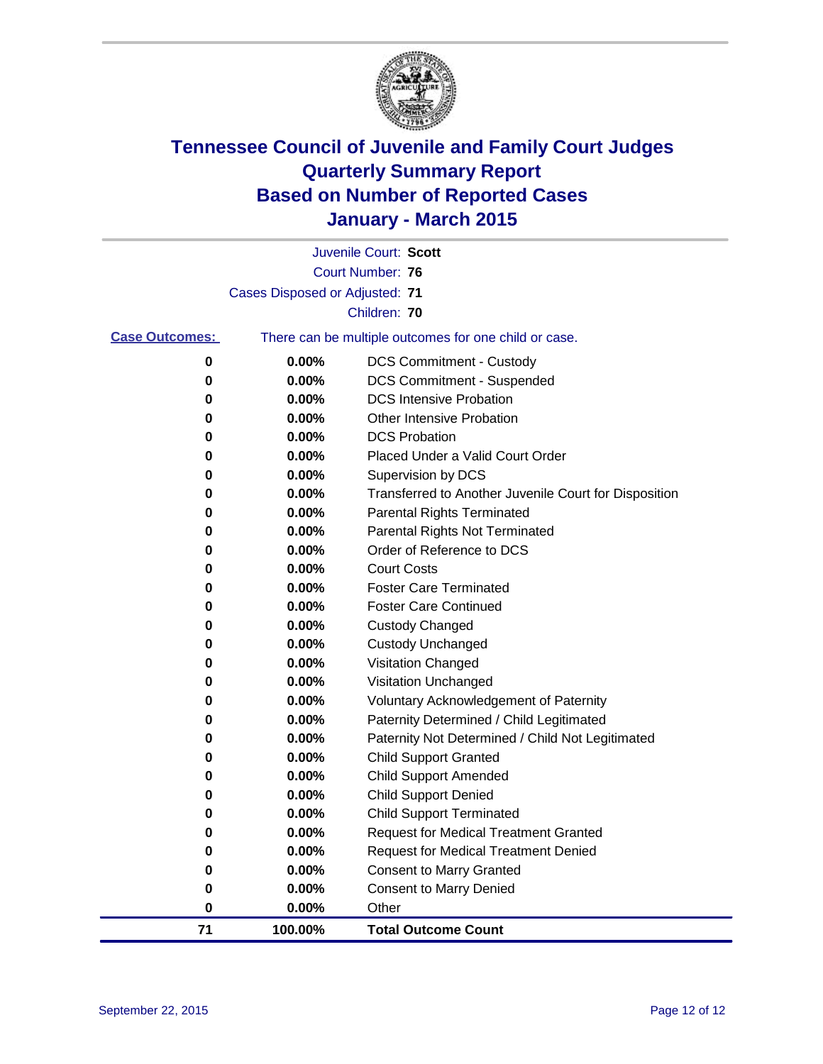# Tennessee Council of Juvenile and Family Court Judges
# Quarterly Summary Report
# Based on Number of Reported Cases
# January - March 2015

Juvenile Court: **Scott**

Court Number: **76**

Cases Disposed or Adjusted: **71**

Children: **70**

**Case Outcomes:** There can be multiple outcomes for one child or case.

| | | |
|---|---|---|
| 0 | 0.00% | DCS Commitment - Custody |
| 0 | 0.00% | DCS Commitment - Suspended |
| 0 | 0.00% | DCS Intensive Probation |
| 0 | 0.00% | Other Intensive Probation |
| 0 | 0.00% | DCS Probation |
| 0 | 0.00% | Placed Under a Valid Court Order |
| 0 | 0.00% | Supervision by DCS |
| 0 | 0.00% | Transferred to Another Juvenile Court for Disposition |
| 0 | 0.00% | Parental Rights Terminated |
| 0 | 0.00% | Parental Rights Not Terminated |
| 0 | 0.00% | Order of Reference to DCS |
| 0 | 0.00% | Court Costs |
| 0 | 0.00% | Foster Care Terminated |
| 0 | 0.00% | Foster Care Continued |
| 0 | 0.00% | Custody Changed |
| 0 | 0.00% | Custody Unchanged |
| 0 | 0.00% | Visitation Changed |
| 0 | 0.00% | Visitation Unchanged |
| 0 | 0.00% | Voluntary Acknowledgement of Paternity |
| 0 | 0.00% | Paternity Determined / Child Legitimated |
| 0 | 0.00% | Paternity Not Determined / Child Not Legitimated |
| 0 | 0.00% | Child Support Granted |
| 0 | 0.00% | Child Support Amended |
| 0 | 0.00% | Child Support Denied |
| 0 | 0.00% | Child Support Terminated |
| 0 | 0.00% | Request for Medical Treatment Granted |
| 0 | 0.00% | Request for Medical Treatment Denied |
| 0 | 0.00% | Consent to Marry Granted |
| 0 | 0.00% | Consent to Marry Denied |
| 0 | 0.00% | Other |
| **71** | **100.00%** | **Total Outcome Count** |